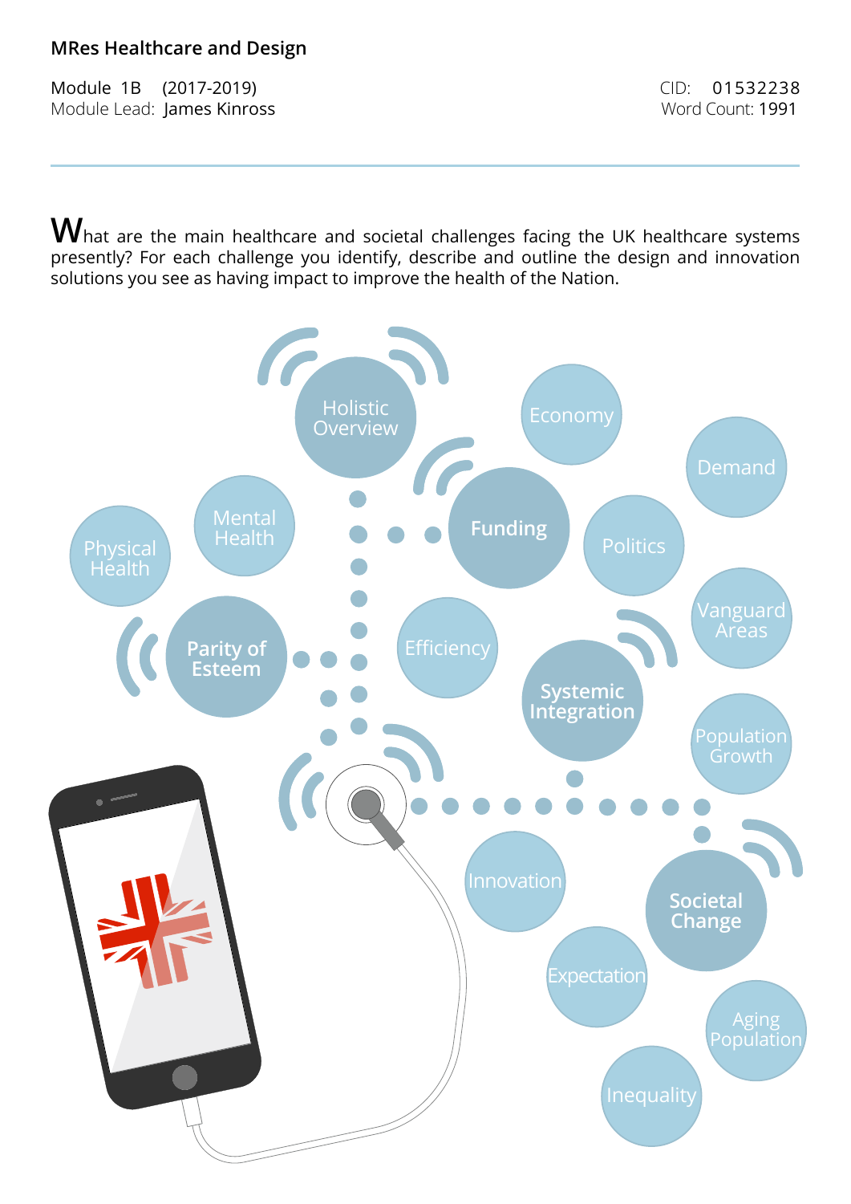**MRes Healthcare and Design**

Module 1B (2017-2019)
Module Lead: James Kinross

CID: 01532238
Word Count: 1991

---

What are the main healthcare and societal challenges facing the UK healthcare systems presently? For each challenge you identify, describe and outline the design and innovation solutions you see as having impact to improve the health of the Nation.

Holistic Overview
Economy
Demand
Funding
Politics
Mental Health
Physical Health
Parity of Esteem
Efficiency
Vanguard Areas
Systemic Integration
Population Growth
Innovation
Societal Change
Expectation
Aging Population
Inequality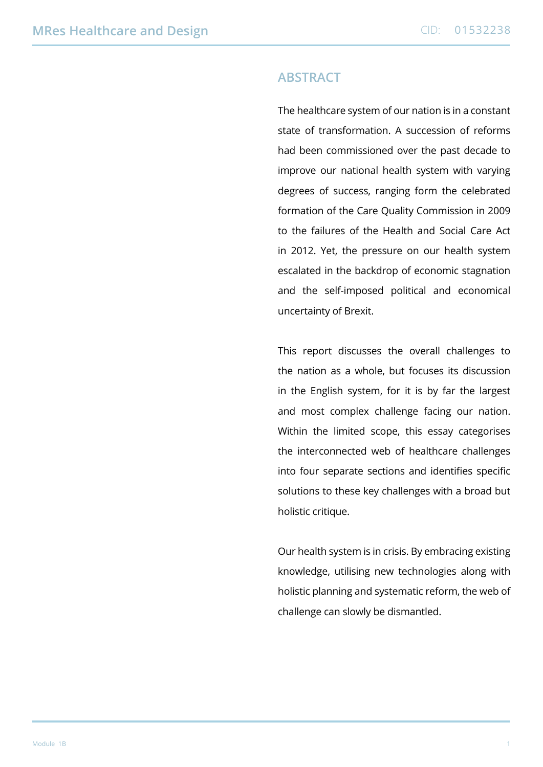## ABSTRACT

The healthcare system of our nation is in a constant state of transformation. A succession of reforms had been commissioned over the past decade to improve our national health system with varying degrees of success, ranging form the celebrated formation of the Care Quality Commission in 2009 to the failures of the Health and Social Care Act in 2012. Yet, the pressure on our health system escalated in the backdrop of economic stagnation and the self-imposed political and economical uncertainty of Brexit.

This report discusses the overall challenges to the nation as a whole, but focuses its discussion in the English system, for it is by far the largest and most complex challenge facing our nation. Within the limited scope, this essay categorises the interconnected web of healthcare challenges into four separate sections and identifies specific solutions to these key challenges with a broad but holistic critique.

Our health system is in crisis. By embracing existing knowledge, utilising new technologies along with holistic planning and systematic reform, the web of challenge can slowly be dismantled.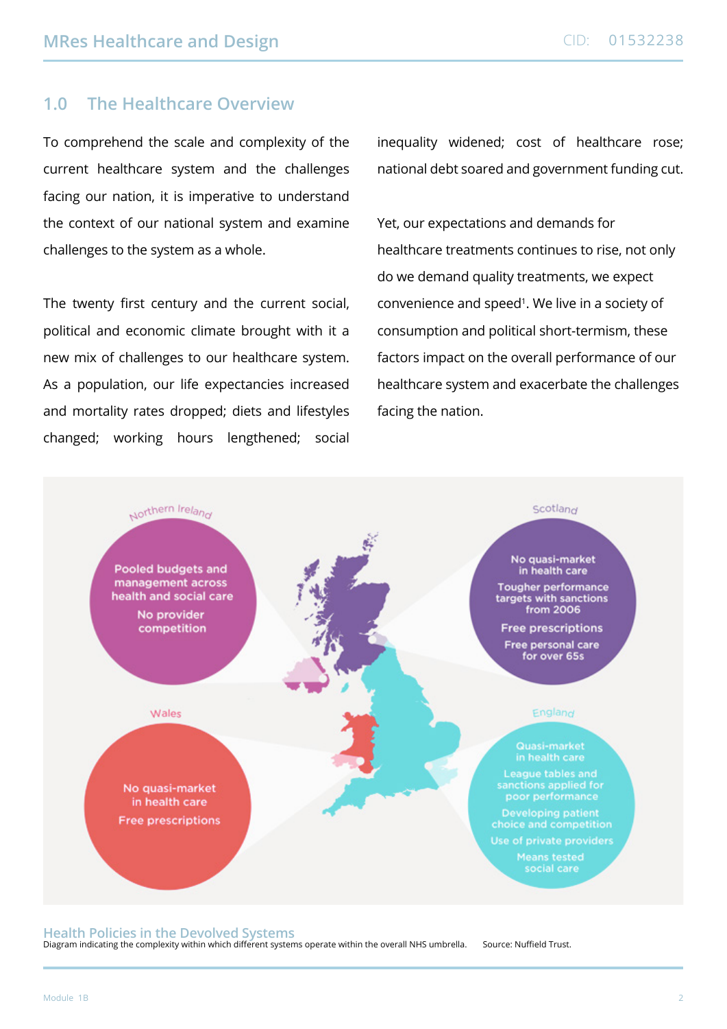## 1.0 The Healthcare Overview

To comprehend the scale and complexity of the current healthcare system and the challenges facing our nation, it is imperative to understand the context of our national system and examine challenges to the system as a whole.

The twenty first century and the current social, political and economic climate brought with it a new mix of challenges to our healthcare system. As a population, our life expectancies increased and mortality rates dropped; diets and lifestyles changed; working hours lengthened; social inequality widened; cost of healthcare rose; national debt soared and government funding cut.

Yet, our expectations and demands for healthcare treatments continues to rise, not only do we demand quality treatments, we expect convenience and speed[1]. We live in a society of consumption and political short-termism, these factors impact on the overall performance of our healthcare system and exacerbate the challenges facing the nation.

**Northern Ireland**
- Pooled budgets and management across health and social care
- No provider competition

**Scotland**
- No quasi-market in health care
- Tougher performance targets with sanctions from 2006
- Free prescriptions
- Free personal care for over 65s

**Wales**
- No quasi-market in health care
- Free prescriptions

**England**
- Quasi-market in health care
- League tables and sanctions applied for poor performance
- Developing patient choice and competition
- Use of private providers
- Means tested social care

**Health Policies in the Devolved Systems**
Diagram indicating the complexity within which different systems operate within the overall NHS umbrella. Source: Nuffield Trust.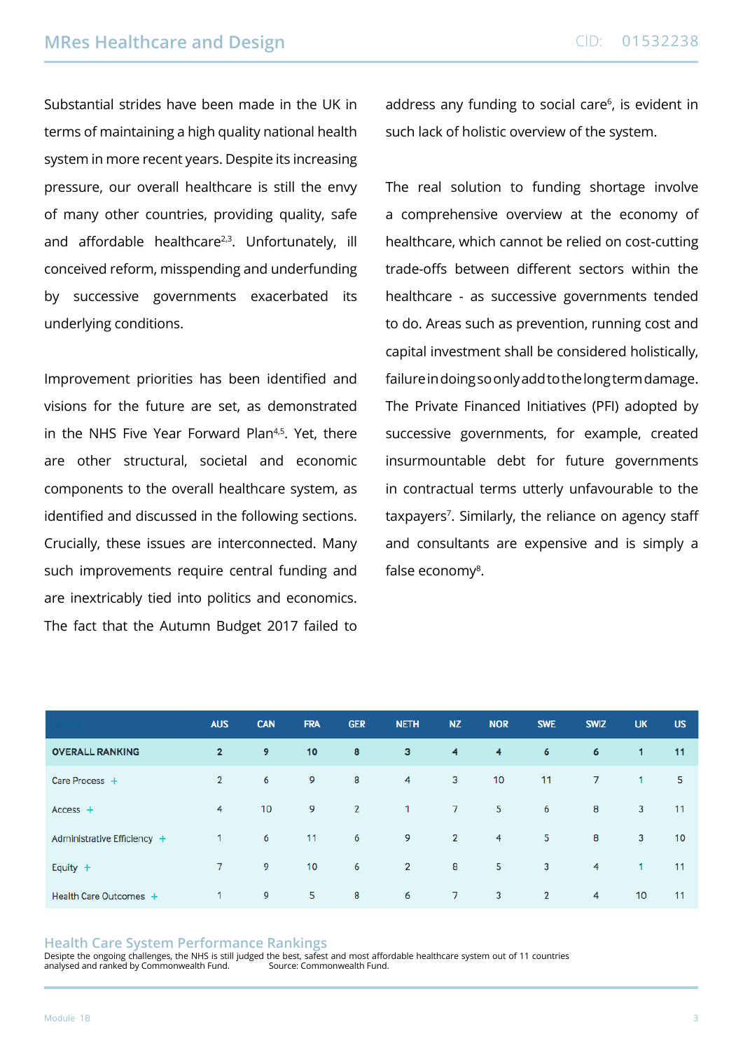Substantial strides have been made in the UK in terms of maintaining a high quality national health system in more recent years. Despite its increasing pressure, our overall healthcare is still the envy of many other countries, providing quality, safe and affordable healthcare[2,3]. Unfortunately, ill conceived reform, misspending and underfunding by successive governments exacerbated its underlying conditions.

Improvement priorities has been identified and visions for the future are set, as demonstrated in the NHS Five Year Forward Plan[4,5]. Yet, there are other structural, societal and economic components to the overall healthcare system, as identified and discussed in the following sections. Crucially, these issues are interconnected. Many such improvements require central funding and are inextricably tied into politics and economics. The fact that the Autumn Budget 2017 failed to address any funding to social care[6], is evident in such lack of holistic overview of the system.

The real solution to funding shortage involve a comprehensive overview at the economy of healthcare, which cannot be relied on cost-cutting trade-offs between different sectors within the healthcare - as successive governments tended to do. Areas such as prevention, running cost and capital investment shall be considered holistically, failure in doing so only add to the long term damage. The Private Financed Initiatives (PFI) adopted by successive governments, for example, created insurmountable debt for future governments in contractual terms utterly unfavourable to the taxpayers[7]. Similarly, the reliance on agency staff and consultants are expensive and is simply a false economy[8].

| | AUS | CAN | FRA | GER | NETH | NZ | NOR | SWE | SWIZ | UK | US |
|---|---|---|---|---|---|---|---|---|---|---|---|
| **OVERALL RANKING** | **2** | **9** | **10** | **8** | **3** | **4** | **4** | **6** | **6** | **1** | **11** |
| Care Process + | 2 | 6 | 9 | 8 | 4 | 3 | 10 | 11 | 7 | 1 | 5 |
| Access + | 4 | 10 | 9 | 2 | 1 | 7 | 5 | 6 | 8 | 3 | 11 |
| Administrative Efficiency + | 1 | 6 | 11 | 6 | 9 | 2 | 4 | 5 | 8 | 3 | 10 |
| Equity + | 7 | 9 | 10 | 6 | 2 | 8 | 5 | 3 | 4 | 1 | 11 |
| Health Care Outcomes + | 1 | 9 | 5 | 8 | 6 | 7 | 3 | 2 | 4 | 10 | 11 |

**Health Care System Performance Rankings**

Desipte the ongoing challenges, the NHS is still judged the best, safest and most affordable healthcare system out of 11 countries analysed and ranked by Commonwealth Fund. Source: Commonwealth Fund.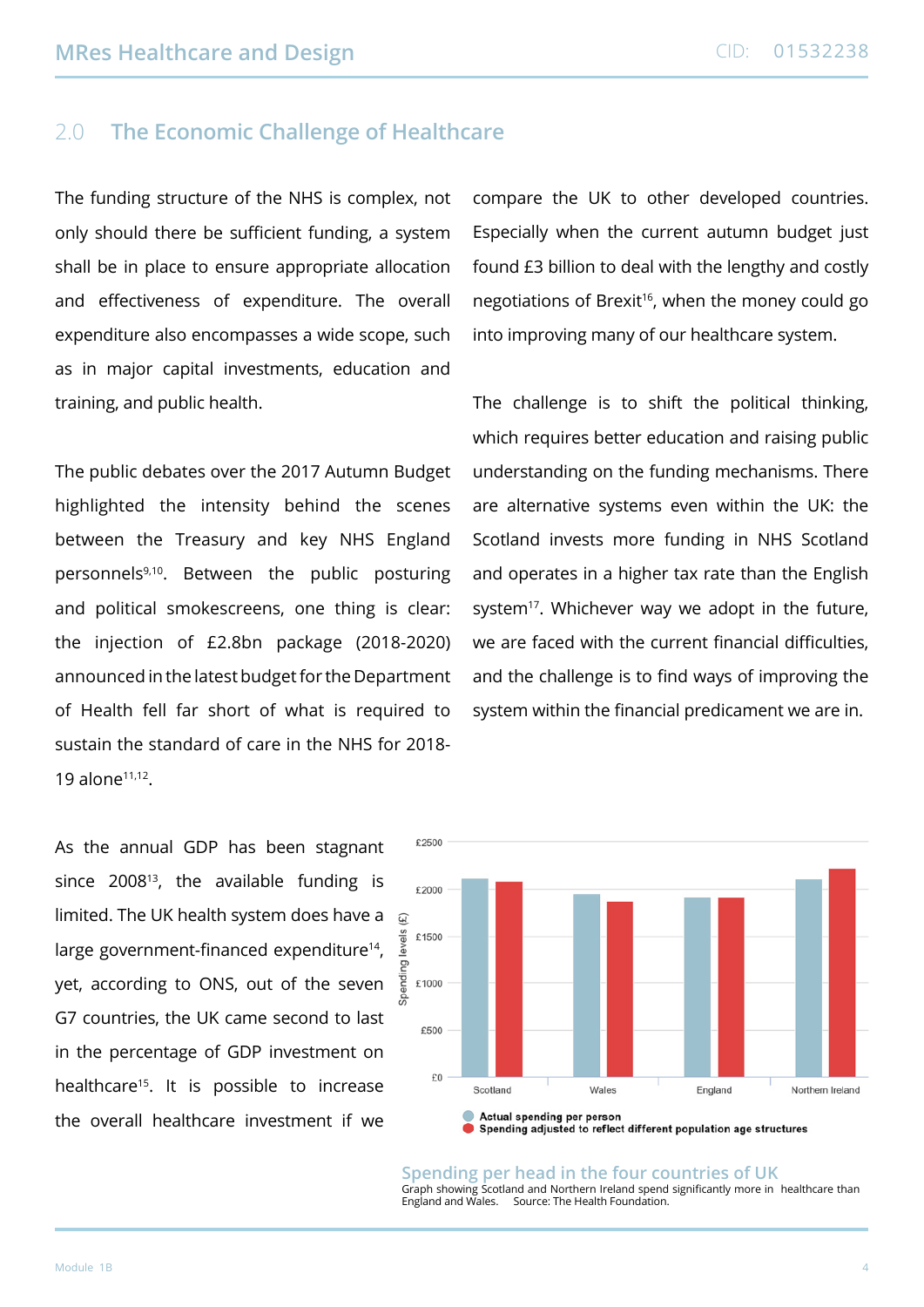## 2.0 The Economic Challenge of Healthcare

The funding structure of the NHS is complex, not only should there be sufficient funding, a system shall be in place to ensure appropriate allocation and effectiveness of expenditure. The overall expenditure also encompasses a wide scope, such as in major capital investments, education and training, and public health.

The public debates over the 2017 Autumn Budget highlighted the intensity behind the scenes between the Treasury and key NHS England personnels[9,10]. Between the public posturing and political smokescreens, one thing is clear: the injection of £2.8bn package (2018-2020) announced in the latest budget for the Department of Health fell far short of what is required to sustain the standard of care in the NHS for 2018-19 alone[11,12].

As the annual GDP has been stagnant since 2008[13], the available funding is limited. The UK health system does have a large government-financed expenditure[14], yet, according to ONS, out of the seven G7 countries, the UK came second to last in the percentage of GDP investment on healthcare[15]. It is possible to increase the overall healthcare investment if we compare the UK to other developed countries. Especially when the current autumn budget just found £3 billion to deal with the lengthy and costly negotiations of Brexit[16], when the money could go into improving many of our healthcare system.

The challenge is to shift the political thinking, which requires better education and raising public understanding on the funding mechanisms. There are alternative systems even within the UK: the Scotland invests more funding in NHS Scotland and operates in a higher tax rate than the English system[17]. Whichever way we adopt in the future, we are faced with the current financial difficulties, and the challenge is to find ways of improving the system within the financial predicament we are in.

Spending per head in the four countries of UK

Graph showing Scotland and Northern Ireland spend significantly more in healthcare than England and Wales. Source: The Health Foundation.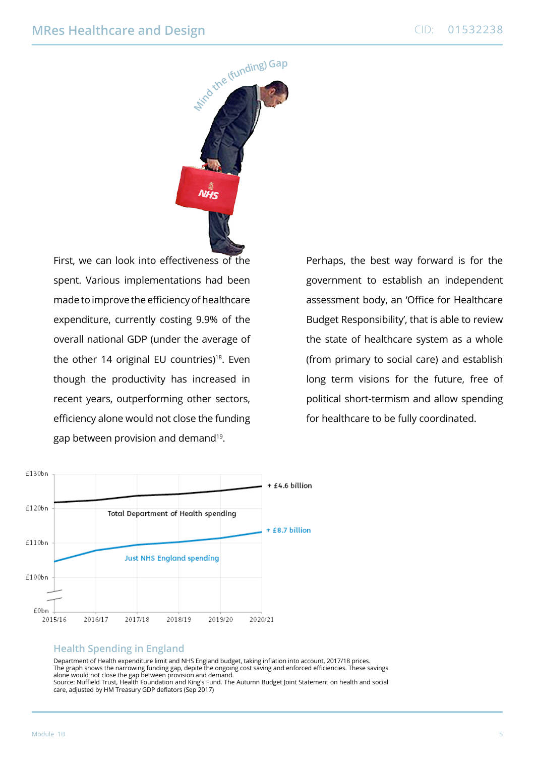Mind the (funding) Gap

First, we can look into effectiveness of the spent. Various implementations had been made to improve the efficiency of healthcare expenditure, currently costing 9.9% of the overall national GDP (under the average of the other 14 original EU countries)[18]. Even though the productivity has increased in recent years, outperforming other sectors, efficiency alone would not close the funding gap between provision and demand[19].

Perhaps, the best way forward is for the government to establish an independent assessment body, an 'Office for Healthcare Budget Responsibility', that is able to review the state of healthcare system as a whole (from primary to social care) and establish long term visions for the future, free of political short-termism and allow spending for healthcare to be fully coordinated.

## Health Spending in England

Department of Health expenditure limit and NHS England budget, taking inflation into account, 2017/18 prices.
The graph shows the narrowing funding gap, depite the ongoing cost saving and enforced efficiencies. These savings alone would not close the gap between provision and demand.
Source: Nuffield Trust, Health Foundation and King's Fund. The Autumn Budget Joint Statement on health and social care, adjusted by HM Treasury GDP deflators (Sep 2017)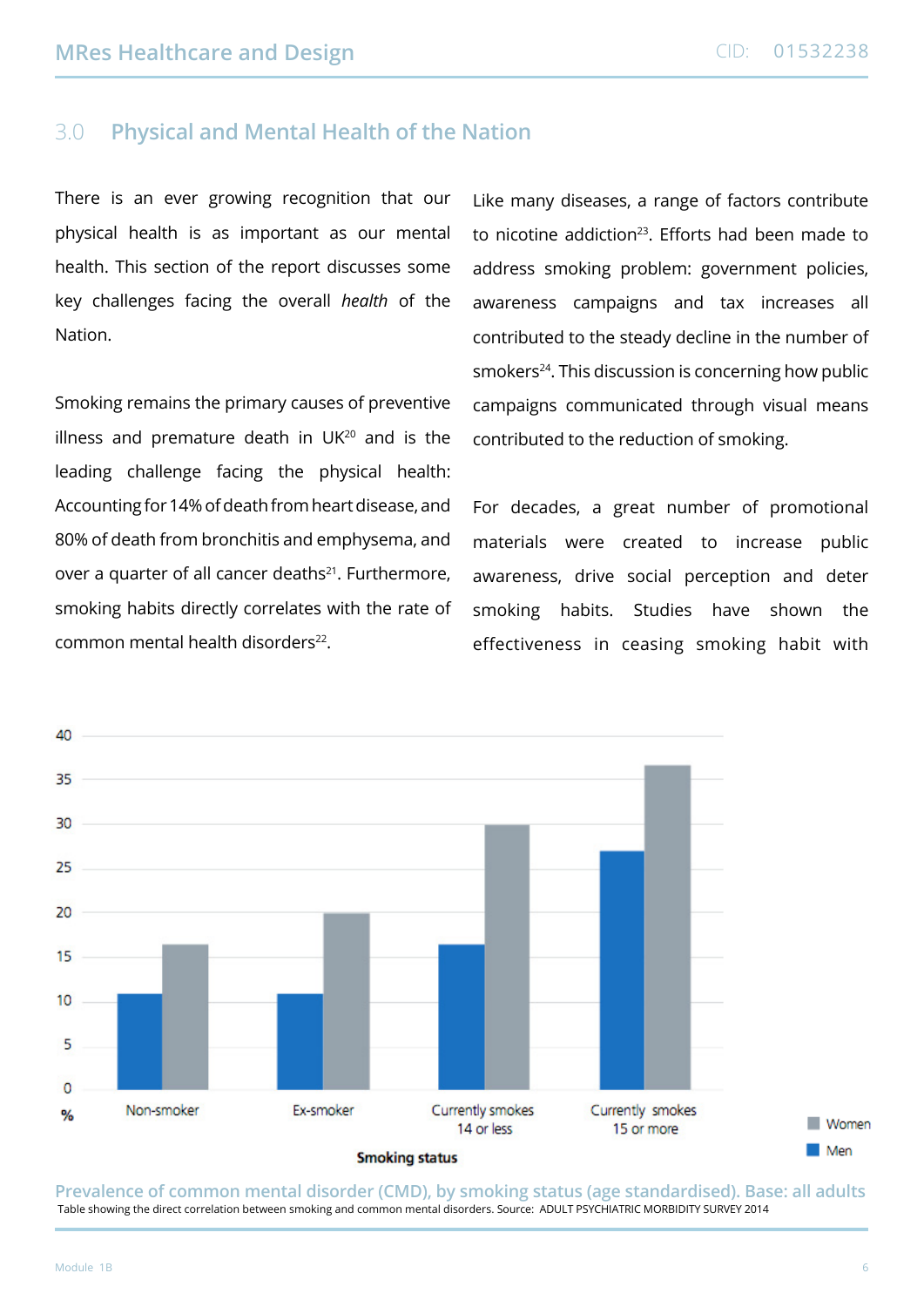## 3.0 Physical and Mental Health of the Nation

There is an ever growing recognition that our physical health is as important as our mental health. This section of the report discusses some key challenges facing the overall *health* of the Nation.

Smoking remains the primary causes of preventive illness and premature death in UK[20] and is the leading challenge facing the physical health: Accounting for 14% of death from heart disease, and 80% of death from bronchitis and emphysema, and over a quarter of all cancer deaths[21]. Furthermore, smoking habits directly correlates with the rate of common mental health disorders[22].

Like many diseases, a range of factors contribute to nicotine addiction[23]. Efforts had been made to address smoking problem: government policies, awareness campaigns and tax increases all contributed to the steady decline in the number of smokers[24]. This discussion is concerning how public campaigns communicated through visual means contributed to the reduction of smoking.

For decades, a great number of promotional materials were created to increase public awareness, drive social perception and deter smoking habits. Studies have shown the effectiveness in ceasing smoking habit with

Prevalence of common mental disorder (CMD), by smoking status (age standardised). Base: all adults

Table showing the direct correlation between smoking and common mental disorders. Source: ADULT PSYCHIATRIC MORBIDITY SURVEY 2014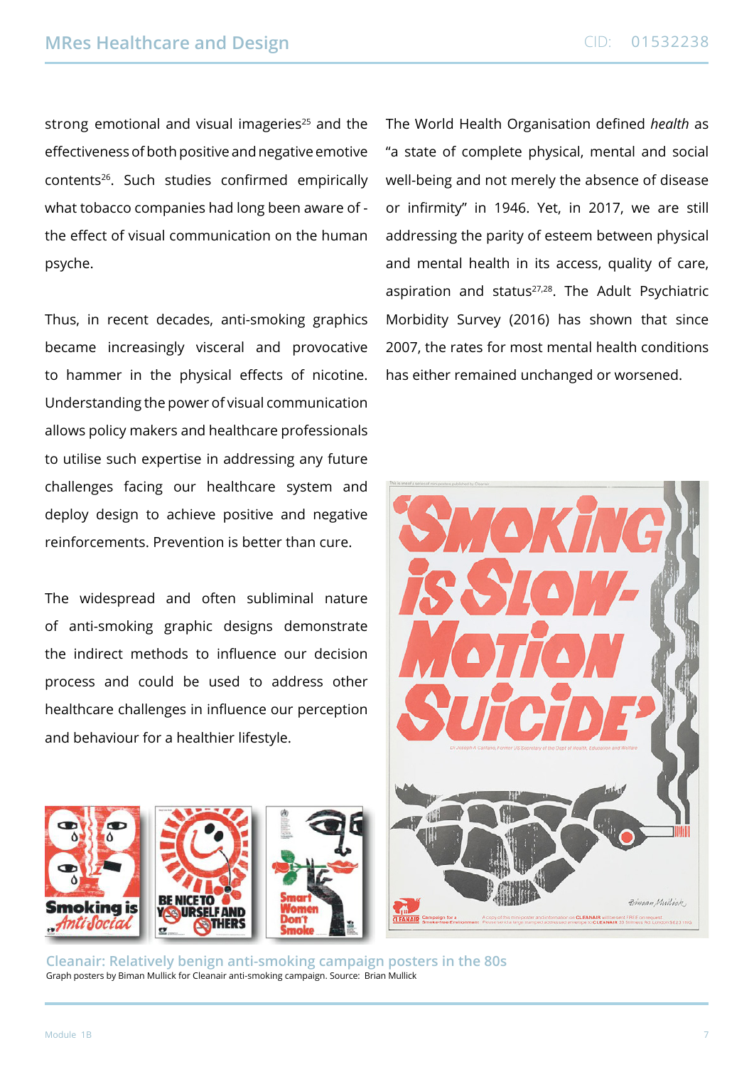strong emotional and visual imageries[25] and the effectiveness of both positive and negative emotive contents[26]. Such studies confirmed empirically what tobacco companies had long been aware of - the effect of visual communication on the human psyche.

Thus, in recent decades, anti-smoking graphics became increasingly visceral and provocative to hammer in the physical effects of nicotine. Understanding the power of visual communication allows policy makers and healthcare professionals to utilise such expertise in addressing any future challenges facing our healthcare system and deploy design to achieve positive and negative reinforcements. Prevention is better than cure.

The widespread and often subliminal nature of anti-smoking graphic designs demonstrate the indirect methods to influence our decision process and could be used to address other healthcare challenges in influence our perception and behaviour for a healthier lifestyle.

The World Health Organisation defined *health* as "a state of complete physical, mental and social well-being and not merely the absence of disease or infirmity" in 1946. Yet, in 2017, we are still addressing the parity of esteem between physical and mental health in its access, quality of care, aspiration and status[27,28]. The Adult Psychiatric Morbidity Survey (2016) has shown that since 2007, the rates for most mental health conditions has either remained unchanged or worsened.

**Cleanair: Relatively benign anti-smoking campaign posters in the 80s**
Graph posters by Biman Mullick for Cleanair anti-smoking campaign. Source: Brian Mullick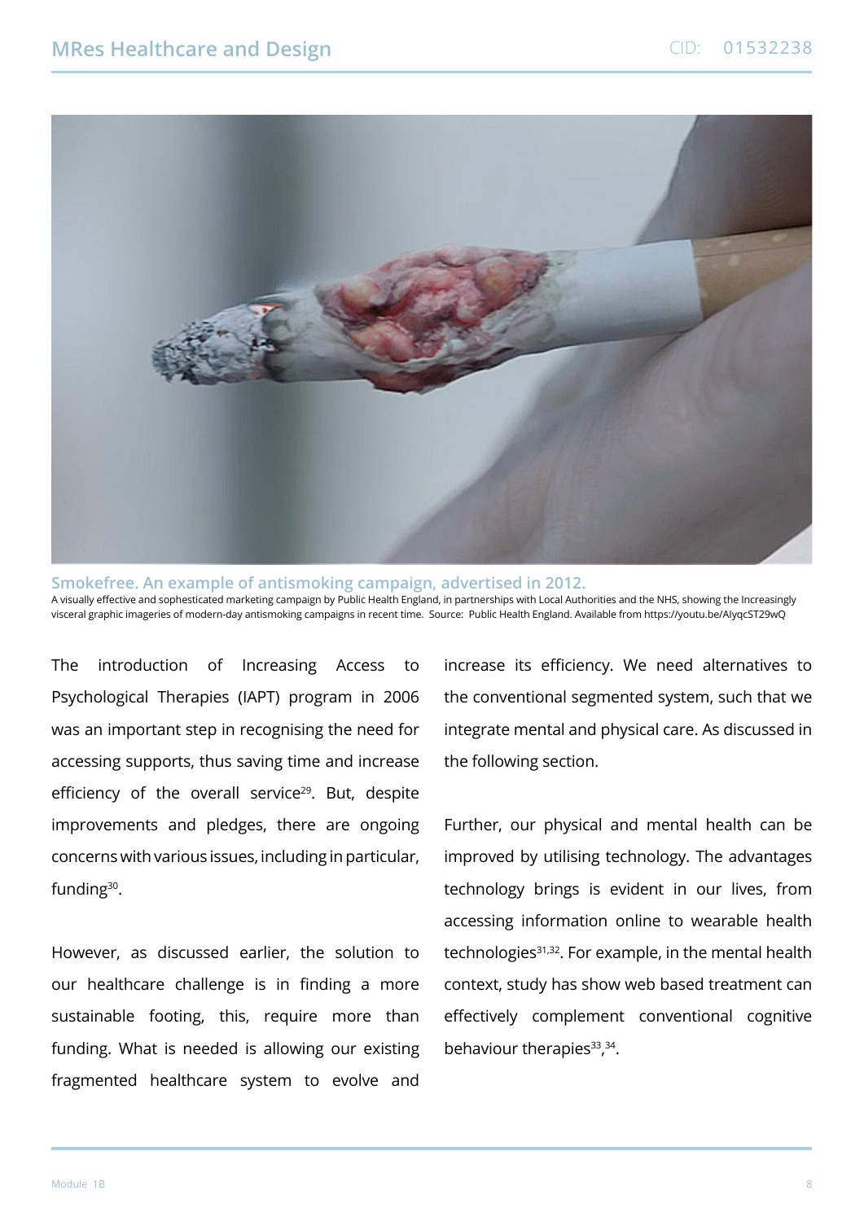**Smokefree. An example of antismoking campaign, advertised in 2012.**
A visually effective and sophisticated marketing campaign by Public Health England, in partnerships with Local Authorities and the NHS, showing the Increasingly visceral graphic imageries of modern-day antismoking campaigns in recent time. Source: Public Health England. Available from https://youtu.be/AlyqcST29wQ

The introduction of Increasing Access to Psychological Therapies (IAPT) program in 2006 was an important step in recognising the need for accessing supports, thus saving time and increase efficiency of the overall service[29]. But, despite improvements and pledges, there are ongoing concerns with various issues, including in particular, funding[30].

However, as discussed earlier, the solution to our healthcare challenge is in finding a more sustainable footing, this, require more than funding. What is needed is allowing our existing fragmented healthcare system to evolve and increase its efficiency. We need alternatives to the conventional segmented system, such that we integrate mental and physical care. As discussed in the following section.

Further, our physical and mental health can be improved by utilising technology. The advantages technology brings is evident in our lives, from accessing information online to wearable health technologies[31,32]. For example, in the mental health context, study has show web based treatment can effectively complement conventional cognitive behaviour therapies[33,34].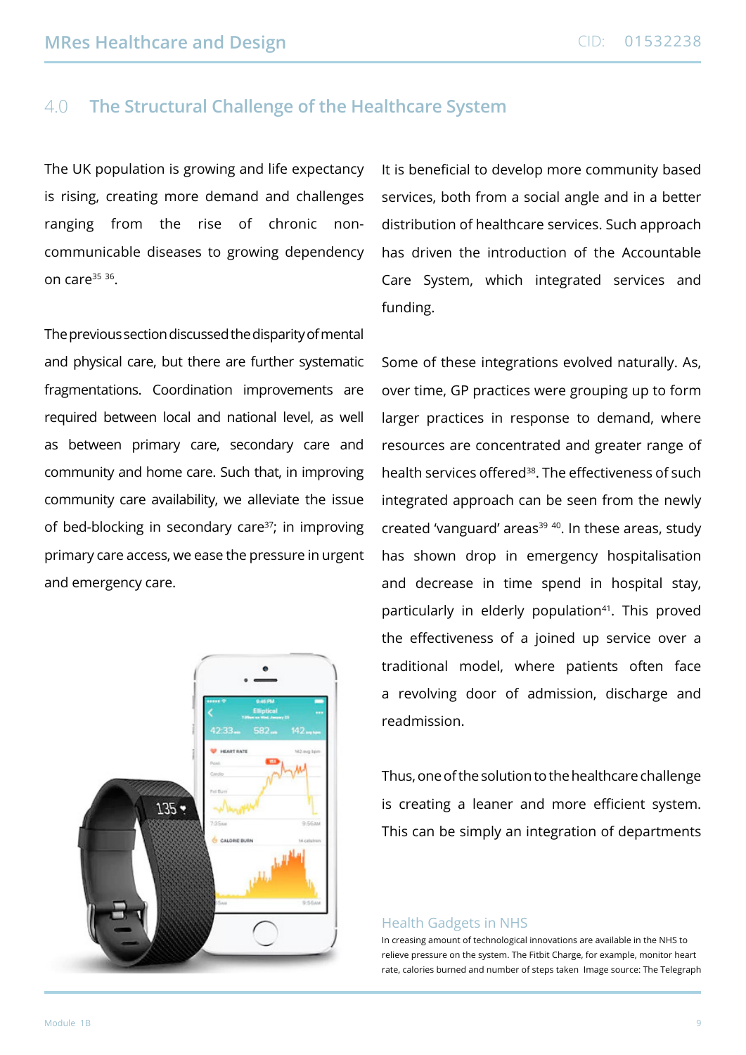## 4.0 The Structural Challenge of the Healthcare System

The UK population is growing and life expectancy is rising, creating more demand and challenges ranging from the rise of chronic non-communicable diseases to growing dependency on care[35 36].

The previous section discussed the disparity of mental and physical care, but there are further systematic fragmentations. Coordination improvements are required between local and national level, as well as between primary care, secondary care and community and home care. Such that, in improving community care availability, we alleviate the issue of bed-blocking in secondary care[37]; in improving primary care access, we ease the pressure in urgent and emergency care.

It is beneficial to develop more community based services, both from a social angle and in a better distribution of healthcare services. Such approach has driven the introduction of the Accountable Care System, which integrated services and funding.

Some of these integrations evolved naturally. As, over time, GP practices were grouping up to form larger practices in response to demand, where resources are concentrated and greater range of health services offered[38]. The effectiveness of such integrated approach can be seen from the newly created 'vanguard' areas[39 40]. In these areas, study has shown drop in emergency hospitalisation and decrease in time spend in hospital stay, particularly in elderly population[41]. This proved the effectiveness of a joined up service over a traditional model, where patients often face a revolving door of admission, discharge and readmission.

Thus, one of the solution to the healthcare challenge is creating a leaner and more efficient system. This can be simply an integration of departments

### Health Gadgets in NHS

In creasing amount of technological innovations are available in the NHS to relieve pressure on the system. The Fitbit Charge, for example, monitor heart rate, calories burned and number of steps taken Image source: The Telegraph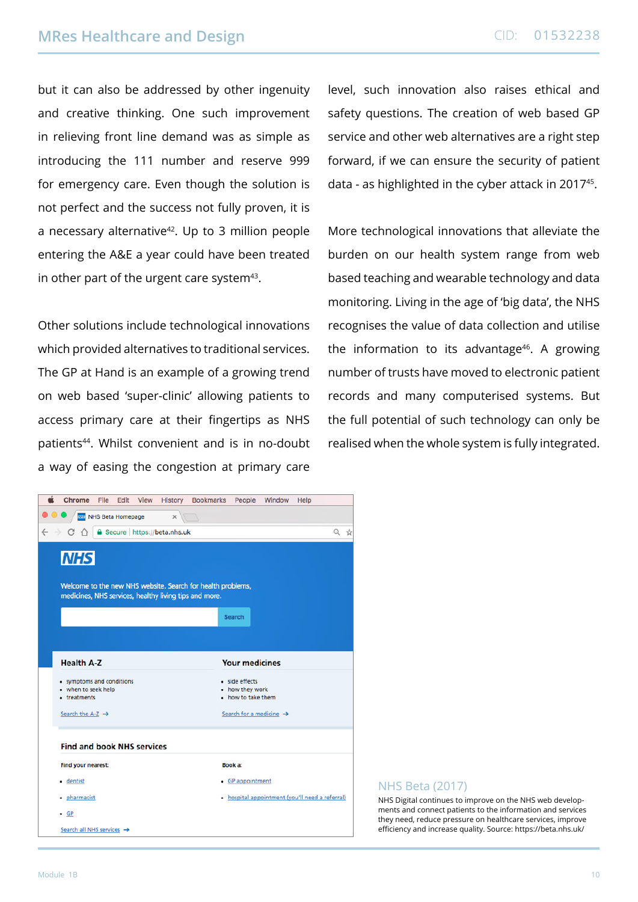but it can also be addressed by other ingenuity and creative thinking. One such improvement in relieving front line demand was as simple as introducing the 111 number and reserve 999 for emergency care. Even though the solution is not perfect and the success not fully proven, it is a necessary alternative[42]. Up to 3 million people entering the A&E a year could have been treated in other part of the urgent care system[43].

Other solutions include technological innovations which provided alternatives to traditional services. The GP at Hand is an example of a growing trend on web based 'super-clinic' allowing patients to access primary care at their fingertips as NHS patients[44]. Whilst convenient and is in no-doubt a way of easing the congestion at primary care level, such innovation also raises ethical and safety questions. The creation of web based GP service and other web alternatives are a right step forward, if we can ensure the security of patient data - as highlighted in the cyber attack in 2017[45].

More technological innovations that alleviate the burden on our health system range from web based teaching and wearable technology and data monitoring. Living in the age of 'big data', the NHS recognises the value of data collection and utilise the information to its advantage[46]. A growing number of trusts have moved to electronic patient records and many computerised systems. But the full potential of such technology can only be realised when the whole system is fully integrated.

NHS Beta (2017)

NHS Digital continues to improve on the NHS web developments and connect patients to the information and services they need, reduce pressure on healthcare services, improve efficiency and increase quality. Source: https://beta.nhs.uk/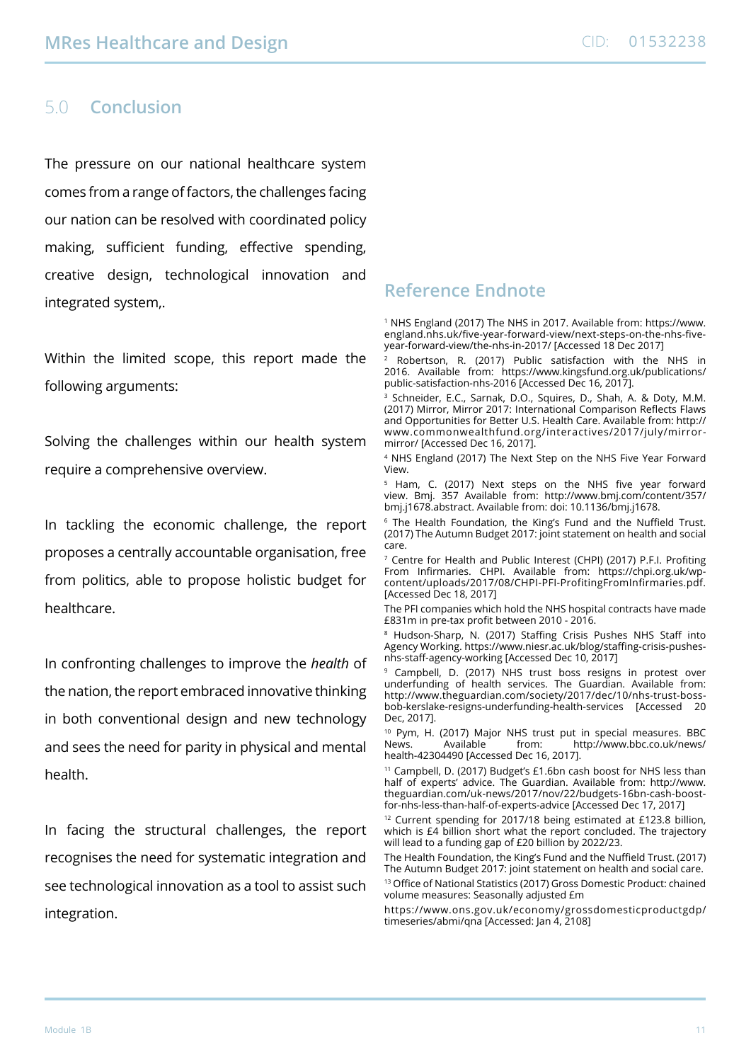## 5.0 Conclusion

The pressure on our national healthcare system comes from a range of factors, the challenges facing our nation can be resolved with coordinated policy making, sufficient funding, effective spending, creative design, technological innovation and integrated system,.

Within the limited scope, this report made the following arguments:

Solving the challenges within our health system require a comprehensive overview.

In tackling the economic challenge, the report proposes a centrally accountable organisation, free from politics, able to propose holistic budget for healthcare.

In confronting challenges to improve the *health* of the nation, the report embraced innovative thinking in both conventional design and new technology and sees the need for parity in physical and mental health.

In facing the structural challenges, the report recognises the need for systematic integration and see technological innovation as a tool to assist such integration.

## Reference Endnote

[1] NHS England (2017) The NHS in 2017. Available from: https://www.england.nhs.uk/five-year-forward-view/next-steps-on-the-nhs-five-year-forward-view/the-nhs-in-2017/ [Accessed 18 Dec 2017]

[2] Robertson, R. (2017) Public satisfaction with the NHS in 2016. Available from: https://www.kingsfund.org.uk/publications/public-satisfaction-nhs-2016 [Accessed Dec 16, 2017].

[3] Schneider, E.C., Sarnak, D.O., Squires, D., Shah, A. & Doty, M.M. (2017) Mirror, Mirror 2017: International Comparison Reflects Flaws and Opportunities for Better U.S. Health Care. Available from: http://www.commonwealthfund.org/interactives/2017/july/mirror-mirror/ [Accessed Dec 16, 2017].

[4] NHS England (2017) The Next Step on the NHS Five Year Forward View.

[5] Ham, C. (2017) Next steps on the NHS five year forward view. Bmj. 357 Available from: http://www.bmj.com/content/357/bmj.j1678.abstract. Available from: doi: 10.1136/bmj.j1678.

[6] The Health Foundation, the King's Fund and the Nuffield Trust. (2017) The Autumn Budget 2017: joint statement on health and social care.

[7] Centre for Health and Public Interest (CHPI) (2017) P.F.I. Profiting From Infirmaries. CHPI. Available from: https://chpi.org.uk/wp-content/uploads/2017/08/CHPI-PFI-ProfitingFromInfirmaries.pdf. [Accessed Dec 18, 2017]

The PFI companies which hold the NHS hospital contracts have made £831m in pre-tax profit between 2010 - 2016.

[8] Hudson-Sharp, N. (2017) Staffing Crisis Pushes NHS Staff into Agency Working. https://www.niesr.ac.uk/blog/staffing-crisis-pushes-nhs-staff-agency-working [Accessed Dec 10, 2017]

[9] Campbell, D. (2017) NHS trust boss resigns in protest over underfunding of health services. The Guardian. Available from: http://www.theguardian.com/society/2017/dec/10/nhs-trust-boss-bob-kerslake-resigns-underfunding-health-services [Accessed 20 Dec, 2017].

[10] Pym, H. (2017) Major NHS trust put in special measures. BBC News. Available from: http://www.bbc.co.uk/news/health-42304490 [Accessed Dec 16, 2017].

[11] Campbell, D. (2017) Budget's £1.6bn cash boost for NHS less than half of experts' advice. The Guardian. Available from: http://www.theguardian.com/uk-news/2017/nov/22/budgets-16bn-cash-boost-for-nhs-less-than-half-of-experts-advice [Accessed Dec 17, 2017]

[12] Current spending for 2017/18 being estimated at £123.8 billion, which is £4 billion short what the report concluded. The trajectory will lead to a funding gap of £20 billion by 2022/23.

The Health Foundation, the King's Fund and the Nuffield Trust. (2017) The Autumn Budget 2017: joint statement on health and social care.

[13] Office of National Statistics (2017) Gross Domestic Product: chained volume measures: Seasonally adjusted £m

https://www.ons.gov.uk/economy/grossdomesticproductgdp/timeseries/abmi/qna [Accessed: Jan 4, 2108]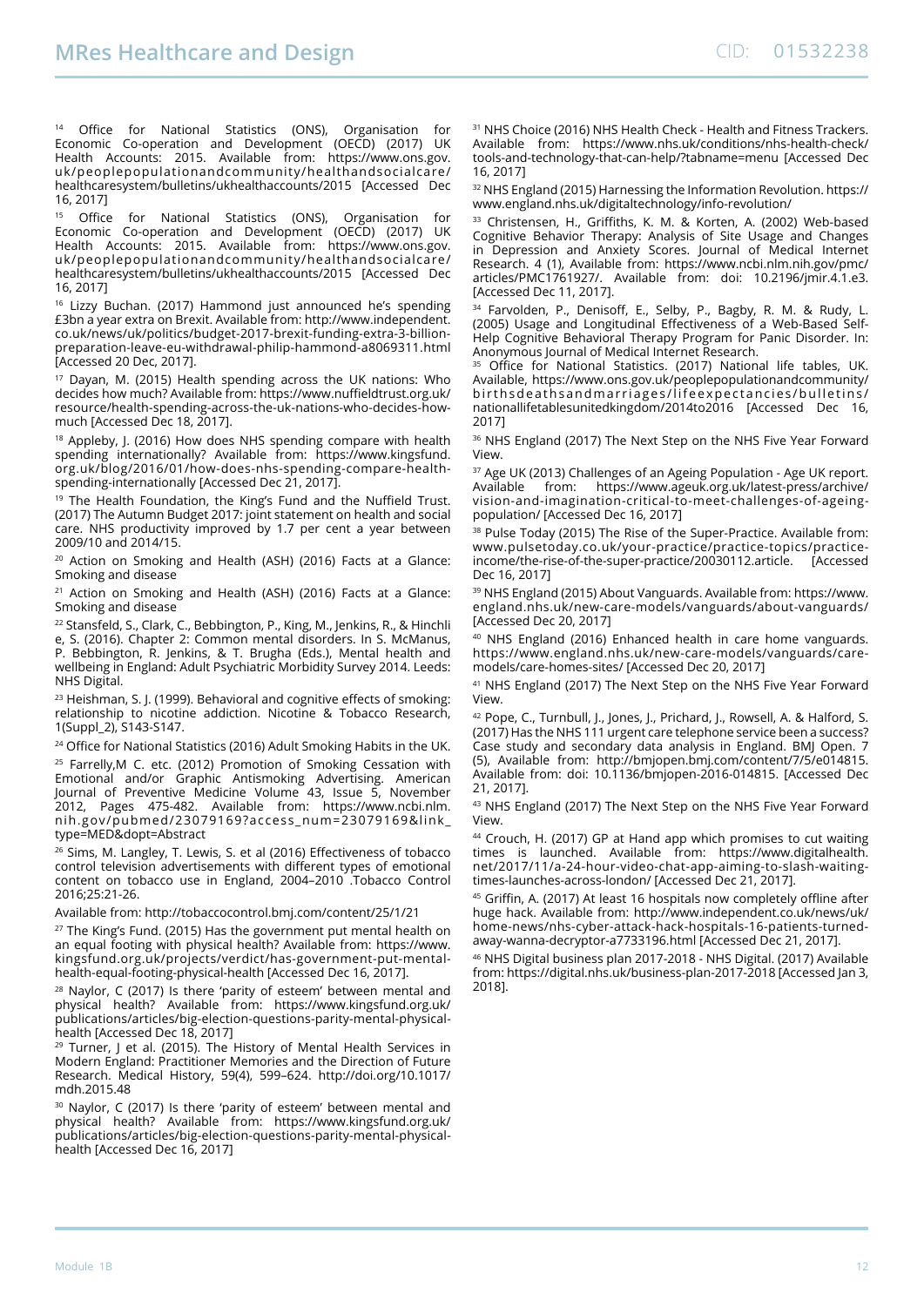[14] Office for National Statistics (ONS), Organisation for Economic Co-operation and Development (OECD) (2017) UK Health Accounts: 2015. Available from: https://www.ons.gov.uk/peoplepopulationandcommunity/healthandsocialcare/healthcaresystem/bulletins/ukhealthaccounts/2015 [Accessed Dec 16, 2017]

[15] Office for National Statistics (ONS), Organisation for Economic Co-operation and Development (OECD) (2017) UK Health Accounts: 2015. Available from: https://www.ons.gov.uk/peoplepopulationandcommunity/healthandsocialcare/healthcaresystem/bulletins/ukhealthaccounts/2015 [Accessed Dec 16, 2017]

[16] Lizzy Buchan. (2017) Hammond just announced he's spending £3bn a year extra on Brexit. Available from: http://www.independent.co.uk/news/uk/politics/budget-2017-brexit-funding-extra-3-billion-preparation-leave-eu-withdrawal-philip-hammond-a8069311.html [Accessed 20 Dec, 2017].

[17] Dayan, M. (2015) Health spending across the UK nations: Who decides how much? Available from: https://www.nuffieldtrust.org.uk/resource/health-spending-across-the-uk-nations-who-decides-how-much [Accessed Dec 18, 2017].

[18] Appleby, J. (2016) How does NHS spending compare with health spending internationally? Available from: https://www.kingsfund.org.uk/blog/2016/01/how-does-nhs-spending-compare-health-spending-internationally [Accessed Dec 21, 2017].

[19] The Health Foundation, the King's Fund and the Nuffield Trust. (2017) The Autumn Budget 2017: joint statement on health and social care. NHS productivity improved by 1.7 per cent a year between 2009/10 and 2014/15.

[20] Action on Smoking and Health (ASH) (2016) Facts at a Glance: Smoking and disease

[21] Action on Smoking and Health (ASH) (2016) Facts at a Glance: Smoking and disease

[22] Stansfeld, S., Clark, C., Bebbington, P., King, M., Jenkins, R., & Hinchli e, S. (2016). Chapter 2: Common mental disorders. In S. McManus, P. Bebbington, R. Jenkins, & T. Brugha (Eds.), Mental health and wellbeing in England: Adult Psychiatric Morbidity Survey 2014. Leeds: NHS Digital.

[23] Heishman, S. J. (1999). Behavioral and cognitive effects of smoking: relationship to nicotine addiction. Nicotine & Tobacco Research, 1(Suppl_2), S143-S147.

[24] Office for National Statistics (2016) Adult Smoking Habits in the UK.

[25] Farrelly,M C. etc. (2012) Promotion of Smoking Cessation with Emotional and/or Graphic Antismoking Advertising. American Journal of Preventive Medicine Volume 43, Issue 5, November 2012, Pages 475-482. Available from: https://www.ncbi.nlm.nih.gov/pubmed/23079169?access_num=23079169&link_type=MED&dopt=Abstract

[26] Sims, M. Langley, T. Lewis, S. et al (2016) Effectiveness of tobacco control television advertisements with different types of emotional content on tobacco use in England, 2004–2010 .Tobacco Control 2016;25:21-26.

Available from: http://tobaccocontrol.bmj.com/content/25/1/21

[27] The King's Fund. (2015) Has the government put mental health on an equal footing with physical health? Available from: https://www.kingsfund.org.uk/projects/verdict/has-government-put-mental-health-equal-footing-physical-health [Accessed Dec 16, 2017].

[28] Naylor, C (2017) Is there 'parity of esteem' between mental and physical health? Available from: https://www.kingsfund.org.uk/publications/articles/big-election-questions-parity-mental-physical-health [Accessed Dec 18, 2017]

[29] Turner, J et al. (2015). The History of Mental Health Services in Modern England: Practitioner Memories and the Direction of Future Research. Medical History, 59(4), 599–624. http://doi.org/10.1017/mdh.2015.48

[30] Naylor, C (2017) Is there 'parity of esteem' between mental and physical health? Available from: https://www.kingsfund.org.uk/publications/articles/big-election-questions-parity-mental-physical-health [Accessed Dec 16, 2017]

[31] NHS Choice (2016) NHS Health Check - Health and Fitness Trackers. Available from: https://www.nhs.uk/conditions/nhs-health-check/tools-and-technology-that-can-help/?tabname=menu [Accessed Dec 16, 2017]

[32] NHS England (2015) Harnessing the Information Revolution. https://www.england.nhs.uk/digitaltechnology/info-revolution/

[33] Christensen, H., Griffiths, K. M. & Korten, A. (2002) Web-based Cognitive Behavior Therapy: Analysis of Site Usage and Changes in Depression and Anxiety Scores. Journal of Medical Internet Research. 4 (1), Available from: https://www.ncbi.nlm.nih.gov/pmc/articles/PMC1761927/. Available from: doi: 10.2196/jmir.4.1.e3. [Accessed Dec 11, 2017].

[34] Farvolden, P., Denisoff, E., Selby, P., Bagby, R. M. & Rudy, L. (2005) Usage and Longitudinal Effectiveness of a Web-Based Self-Help Cognitive Behavioral Therapy Program for Panic Disorder. In: Anonymous Journal of Medical Internet Research.

[35] Office for National Statistics. (2017) National life tables, UK. Available, https://www.ons.gov.uk/peoplepopulationandcommunity/birthsdeathsandmarriages/lifeexpectancies/bulletins/nationallifetablesunitedkingdom/2014to2016 [Accessed Dec 16, 2017]

[36] NHS England (2017) The Next Step on the NHS Five Year Forward View.

[37] Age UK (2013) Challenges of an Ageing Population - Age UK report. Available from: https://www.ageuk.org.uk/latest-press/archive/vision-and-imagination-critical-to-meet-challenges-of-ageing-population/ [Accessed Dec 16, 2017]

[38] Pulse Today (2015) The Rise of the Super-Practice. Available from: www.pulsetoday.co.uk/your-practice/practice-topics/practice-income/the-rise-of-the-super-practice/20030112.article. [Accessed Dec 16, 2017]

[39] NHS England (2015) About Vanguards. Available from: https://www.england.nhs.uk/new-care-models/vanguards/about-vanguards/ [Accessed Dec 20, 2017]

[40] NHS England (2016) Enhanced health in care home vanguards. https://www.england.nhs.uk/new-care-models/vanguards/care-models/care-homes-sites/ [Accessed Dec 20, 2017]

[41] NHS England (2017) The Next Step on the NHS Five Year Forward View.

[42] Pope, C., Turnbull, J., Jones, J., Prichard, J., Rowsell, A. & Halford, S. (2017) Has the NHS 111 urgent care telephone service been a success? Case study and secondary data analysis in England. BMJ Open. 7 (5), Available from: http://bmjopen.bmj.com/content/7/5/e014815. Available from: doi: 10.1136/bmjopen-2016-014815. [Accessed Dec 21, 2017].

[43] NHS England (2017) The Next Step on the NHS Five Year Forward View.

[44] Crouch, H. (2017) GP at Hand app which promises to cut waiting times is launched. Available from: https://www.digitalhealth.net/2017/11/a-24-hour-video-chat-app-aiming-to-slash-waiting-times-launches-across-london/ [Accessed Dec 21, 2017].

[45] Griffin, A. (2017) At least 16 hospitals now completely offline after huge hack. Available from: http://www.independent.co.uk/news/uk/home-news/nhs-cyber-attack-hack-hospitals-16-patients-turned-away-wanna-decryptor-a7733196.html [Accessed Dec 21, 2017].

[46] NHS Digital business plan 2017-2018 - NHS Digital. (2017) Available from: https://digital.nhs.uk/business-plan-2017-2018 [Accessed Jan 3, 2018].